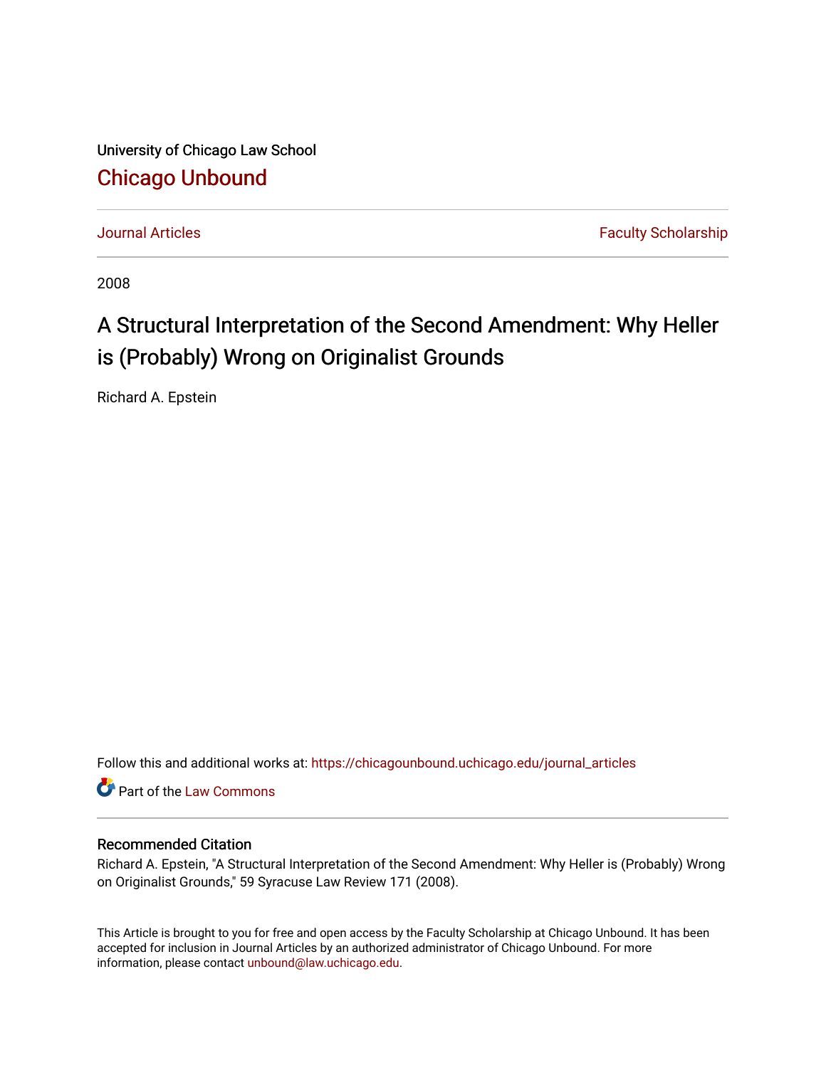University of Chicago Law School

## Chicago Unbound

Journal Articles | Faculty Scholarship

2008

# A Structural Interpretation of the Second Amendment: Why Heller is (Probably) Wrong on Originalist Grounds

Richard A. Epstein

Follow this and additional works at: https://chicagounbound.uchicago.edu/journal_articles

Part of the Law Commons

### Recommended Citation

Richard A. Epstein, "A Structural Interpretation of the Second Amendment: Why Heller is (Probably) Wrong on Originalist Grounds," 59 Syracuse Law Review 171 (2008).

This Article is brought to you for free and open access by the Faculty Scholarship at Chicago Unbound. It has been accepted for inclusion in Journal Articles by an authorized administrator of Chicago Unbound. For more information, please contact unbound@law.uchicago.edu.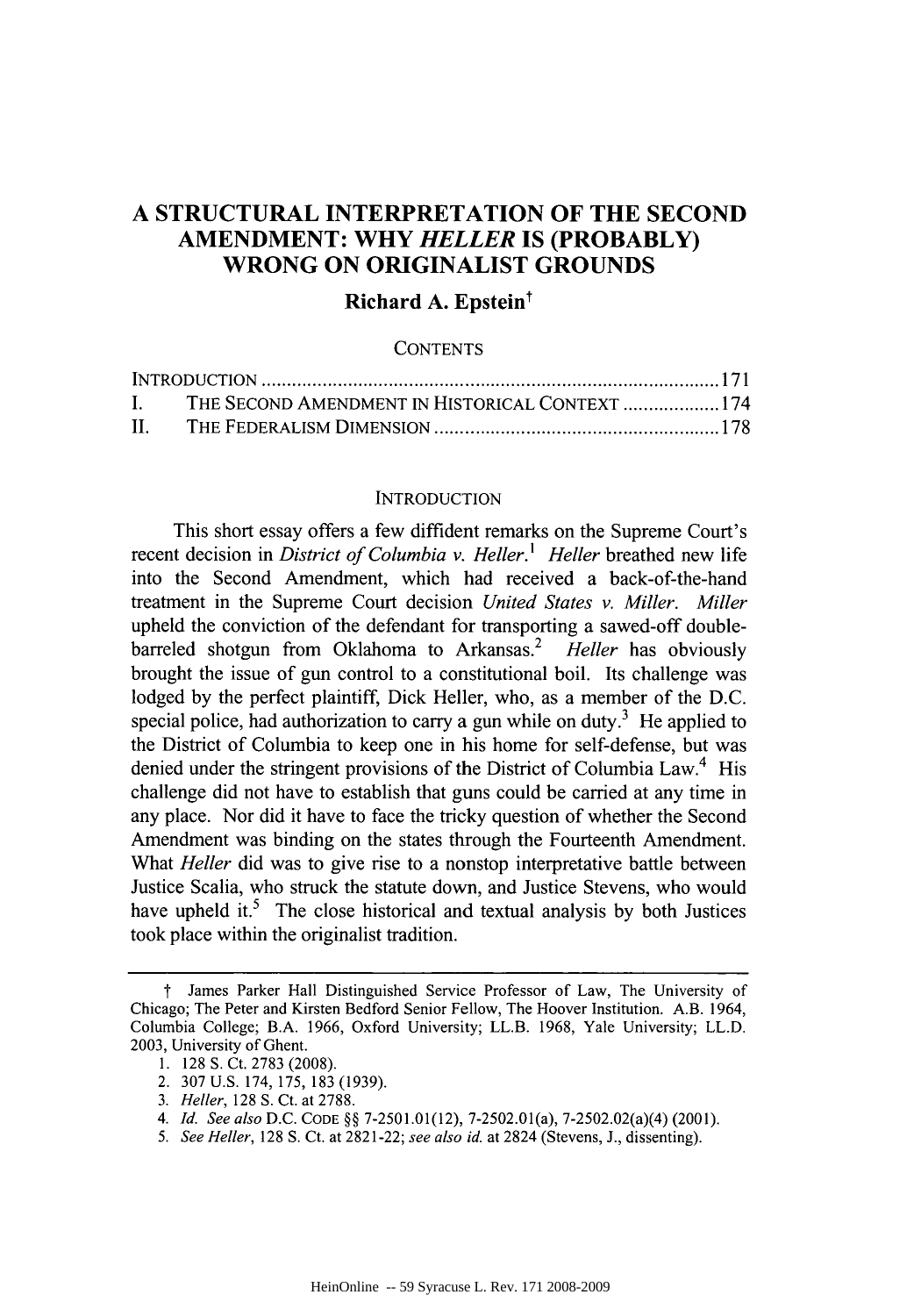# A STRUCTURAL INTERPRETATION OF THE SECOND AMENDMENT: WHY *HELLER* IS (PROBABLY) WRONG ON ORIGINALIST GROUNDS

**Richard A. Epstein**†

CONTENTS

| | |
|---|---|
| INTRODUCTION | 171 |
| I. THE SECOND AMENDMENT IN HISTORICAL CONTEXT | 174 |
| II. THE FEDERALISM DIMENSION | 178 |

## INTRODUCTION

This short essay offers a few diffident remarks on the Supreme Court's recent decision in *District of Columbia v. Heller*.[1] *Heller* breathed new life into the Second Amendment, which had received a back-of-the-hand treatment in the Supreme Court decision *United States v. Miller*. *Miller* upheld the conviction of the defendant for transporting a sawed-off double-barreled shotgun from Oklahoma to Arkansas.[2] *Heller* has obviously brought the issue of gun control to a constitutional boil. Its challenge was lodged by the perfect plaintiff, Dick Heller, who, as a member of the D.C. special police, had authorization to carry a gun while on duty.[3] He applied to the District of Columbia to keep one in his home for self-defense, but was denied under the stringent provisions of the District of Columbia Law.[4] His challenge did not have to establish that guns could be carried at any time in any place. Nor did it have to face the tricky question of whether the Second Amendment was binding on the states through the Fourteenth Amendment. What *Heller* did was to give rise to a nonstop interpretative battle between Justice Scalia, who struck the statute down, and Justice Stevens, who would have upheld it.[5] The close historical and textual analysis by both Justices took place within the originalist tradition.

---

† James Parker Hall Distinguished Service Professor of Law, The University of Chicago; The Peter and Kirsten Bedford Senior Fellow, The Hoover Institution. A.B. 1964, Columbia College; B.A. 1966, Oxford University; LL.B. 1968, Yale University; LL.D. 2003, University of Ghent.

1. 128 S. Ct. 2783 (2008).
2. 307 U.S. 174, 175, 183 (1939).
3. *Heller*, 128 S. Ct. at 2788.
4. *Id. See also* D.C. CODE §§ 7-2501.01(12), 7-2502.01(a), 7-2502.02(a)(4) (2001).
5. *See Heller*, 128 S. Ct. at 2821-22; *see also id.* at 2824 (Stevens, J., dissenting).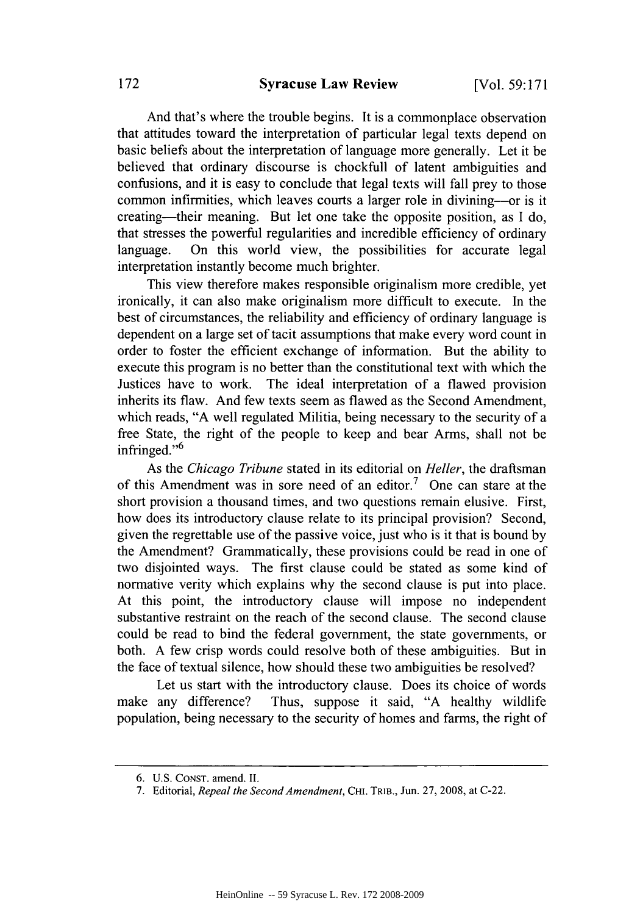And that's where the trouble begins. It is a commonplace observation that attitudes toward the interpretation of particular legal texts depend on basic beliefs about the interpretation of language more generally. Let it be believed that ordinary discourse is chockfull of latent ambiguities and confusions, and it is easy to conclude that legal texts will fall prey to those common infirmities, which leaves courts a larger role in divining—or is it creating—their meaning. But let one take the opposite position, as I do, that stresses the powerful regularities and incredible efficiency of ordinary language. On this world view, the possibilities for accurate legal interpretation instantly become much brighter.

This view therefore makes responsible originalism more credible, yet ironically, it can also make originalism more difficult to execute. In the best of circumstances, the reliability and efficiency of ordinary language is dependent on a large set of tacit assumptions that make every word count in order to foster the efficient exchange of information. But the ability to execute this program is no better than the constitutional text with which the Justices have to work. The ideal interpretation of a flawed provision inherits its flaw. And few texts seem as flawed as the Second Amendment, which reads, "A well regulated Militia, being necessary to the security of a free State, the right of the people to keep and bear Arms, shall not be infringed."[6]

As the *Chicago Tribune* stated in its editorial on *Heller*, the draftsman of this Amendment was in sore need of an editor.[7] One can stare at the short provision a thousand times, and two questions remain elusive. First, how does its introductory clause relate to its principal provision? Second, given the regrettable use of the passive voice, just who is it that is bound by the Amendment? Grammatically, these provisions could be read in one of two disjointed ways. The first clause could be stated as some kind of normative verity which explains why the second clause is put into place. At this point, the introductory clause will impose no independent substantive restraint on the reach of the second clause. The second clause could be read to bind the federal government, the state governments, or both. A few crisp words could resolve both of these ambiguities. But in the face of textual silence, how should these two ambiguities be resolved?

Let us start with the introductory clause. Does its choice of words make any difference? Thus, suppose it said, "A healthy wildlife population, being necessary to the security of homes and farms, the right of

---

6. U.S. CONST. amend. II.

7. Editorial, *Repeal the Second Amendment*, CHI. TRIB., Jun. 27, 2008, at C-22.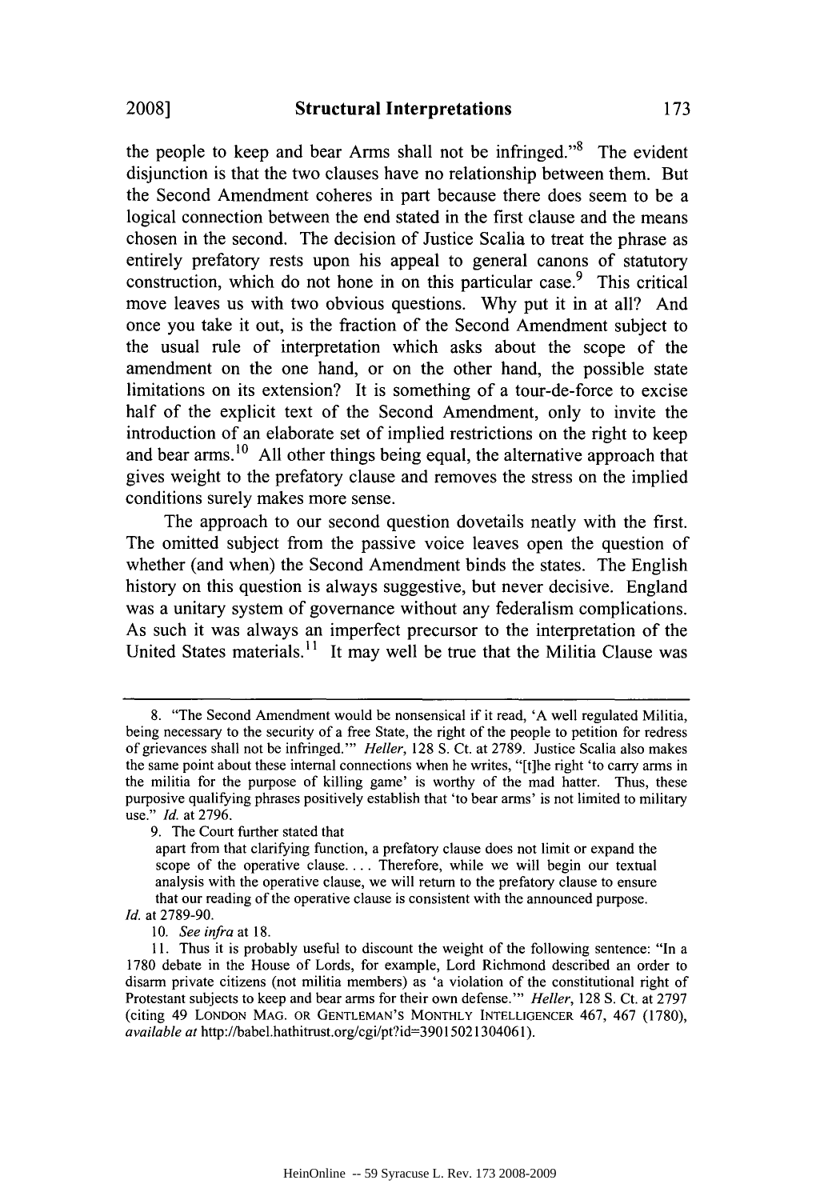the people to keep and bear Arms shall not be infringed."[8] The evident disjunction is that the two clauses have no relationship between them. But the Second Amendment coheres in part because there does seem to be a logical connection between the end stated in the first clause and the means chosen in the second. The decision of Justice Scalia to treat the phrase as entirely prefatory rests upon his appeal to general canons of statutory construction, which do not hone in on this particular case.[9] This critical move leaves us with two obvious questions. Why put it in at all? And once you take it out, is the fraction of the Second Amendment subject to the usual rule of interpretation which asks about the scope of the amendment on the one hand, or on the other hand, the possible state limitations on its extension? It is something of a tour-de-force to excise half of the explicit text of the Second Amendment, only to invite the introduction of an elaborate set of implied restrictions on the right to keep and bear arms.[10] All other things being equal, the alternative approach that gives weight to the prefatory clause and removes the stress on the implied conditions surely makes more sense.

The approach to our second question dovetails neatly with the first. The omitted subject from the passive voice leaves open the question of whether (and when) the Second Amendment binds the states. The English history on this question is always suggestive, but never decisive. England was a unitary system of governance without any federalism complications. As such it was always an imperfect precursor to the interpretation of the United States materials.[11] It may well be true that the Militia Clause was

---

8. "The Second Amendment would be nonsensical if it read, 'A well regulated Militia, being necessary to the security of a free State, the right of the people to petition for redress of grievances shall not be infringed.'" *Heller*, 128 S. Ct. at 2789. Justice Scalia also makes the same point about these internal connections when he writes, "[t]he right 'to carry arms in the militia for the purpose of killing game' is worthy of the mad hatter. Thus, these purposive qualifying phrases positively establish that 'to bear arms' is not limited to military use." *Id.* at 2796.

9. The Court further stated that

> apart from that clarifying function, a prefatory clause does not limit or expand the scope of the operative clause. . . . Therefore, while we will begin our textual analysis with the operative clause, we will return to the prefatory clause to ensure that our reading of the operative clause is consistent with the announced purpose.

*Id.* at 2789-90.

10. *See infra* at 18.

11. Thus it is probably useful to discount the weight of the following sentence: "In a 1780 debate in the House of Lords, for example, Lord Richmond described an order to disarm private citizens (not militia members) as 'a violation of the constitutional right of Protestant subjects to keep and bear arms for their own defense.'" *Heller*, 128 S. Ct. at 2797 (citing 49 LONDON MAG. OR GENTLEMAN'S MONTHLY INTELLIGENCER 467, 467 (1780), *available at* http://babel.hathitrust.org/cgi/pt?id=39015021304061).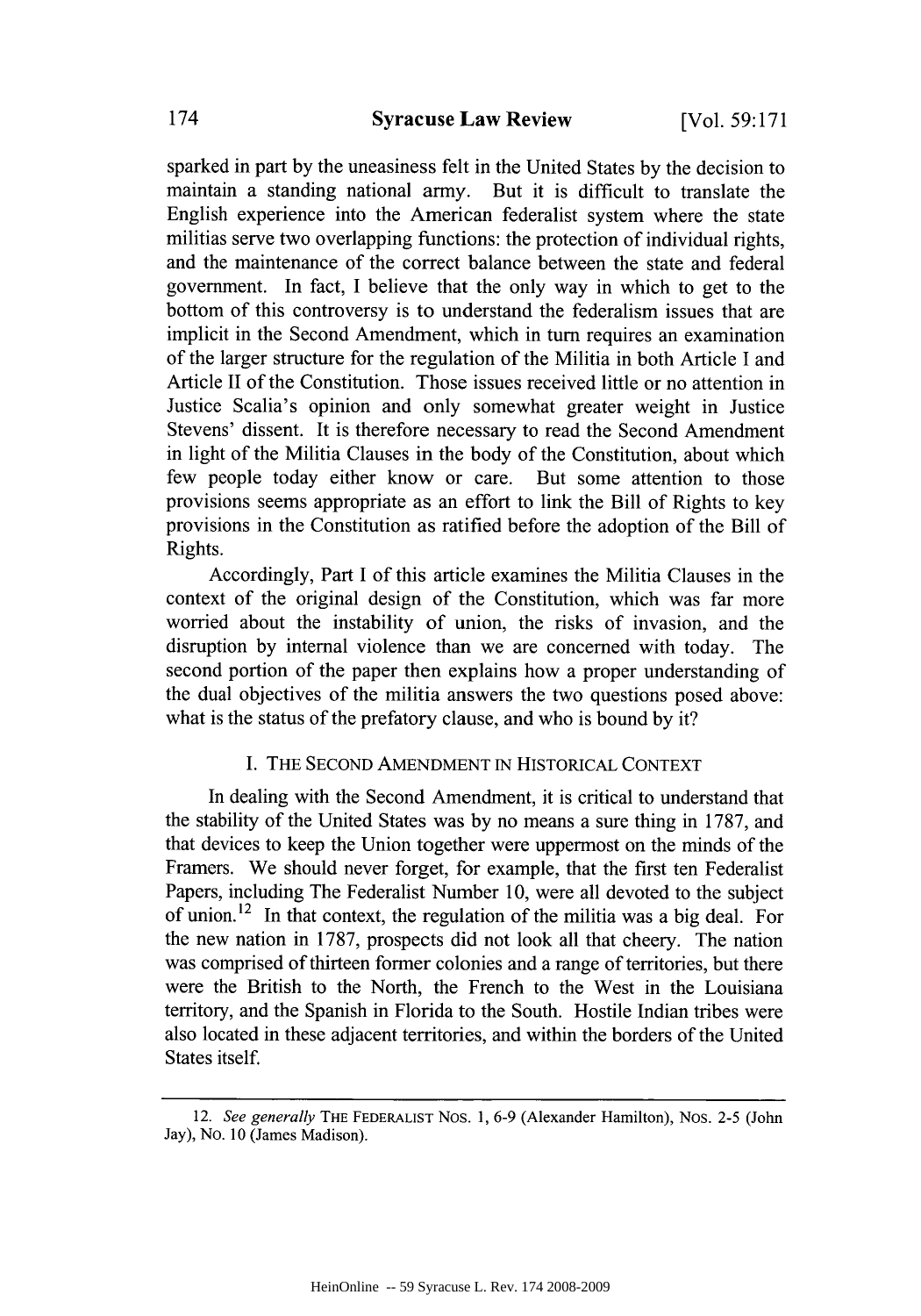sparked in part by the uneasiness felt in the United States by the decision to maintain a standing national army. But it is difficult to translate the English experience into the American federalist system where the state militias serve two overlapping functions: the protection of individual rights, and the maintenance of the correct balance between the state and federal government. In fact, I believe that the only way in which to get to the bottom of this controversy is to understand the federalism issues that are implicit in the Second Amendment, which in turn requires an examination of the larger structure for the regulation of the Militia in both Article I and Article II of the Constitution. Those issues received little or no attention in Justice Scalia's opinion and only somewhat greater weight in Justice Stevens' dissent. It is therefore necessary to read the Second Amendment in light of the Militia Clauses in the body of the Constitution, about which few people today either know or care. But some attention to those provisions seems appropriate as an effort to link the Bill of Rights to key provisions in the Constitution as ratified before the adoption of the Bill of Rights.

Accordingly, Part I of this article examines the Militia Clauses in the context of the original design of the Constitution, which was far more worried about the instability of union, the risks of invasion, and the disruption by internal violence than we are concerned with today. The second portion of the paper then explains how a proper understanding of the dual objectives of the militia answers the two questions posed above: what is the status of the prefatory clause, and who is bound by it?

## I. THE SECOND AMENDMENT IN HISTORICAL CONTEXT

In dealing with the Second Amendment, it is critical to understand that the stability of the United States was by no means a sure thing in 1787, and that devices to keep the Union together were uppermost on the minds of the Framers. We should never forget, for example, that the first ten Federalist Papers, including The Federalist Number 10, were all devoted to the subject of union.[12] In that context, the regulation of the militia was a big deal. For the new nation in 1787, prospects did not look all that cheery. The nation was comprised of thirteen former colonies and a range of territories, but there were the British to the North, the French to the West in the Louisiana territory, and the Spanish in Florida to the South. Hostile Indian tribes were also located in these adjacent territories, and within the borders of the United States itself.

---

12. *See generally* THE FEDERALIST NOS. 1, 6-9 (Alexander Hamilton), NOS. 2-5 (John Jay), NO. 10 (James Madison).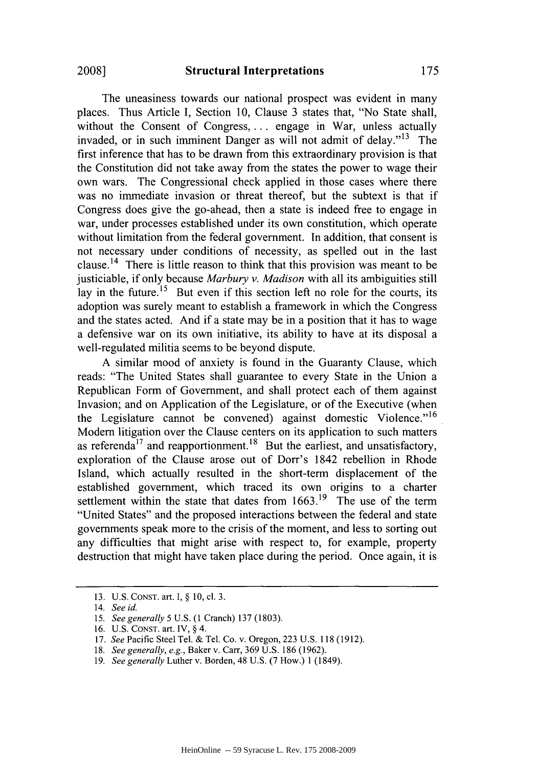The uneasiness towards our national prospect was evident in many places. Thus Article I, Section 10, Clause 3 states that, "No State shall, without the Consent of Congress, . . . engage in War, unless actually invaded, or in such imminent Danger as will not admit of delay."[13] The first inference that has to be drawn from this extraordinary provision is that the Constitution did not take away from the states the power to wage their own wars. The Congressional check applied in those cases where there was no immediate invasion or threat thereof, but the subtext is that if Congress does give the go-ahead, then a state is indeed free to engage in war, under processes established under its own constitution, which operate without limitation from the federal government. In addition, that consent is not necessary under conditions of necessity, as spelled out in the last clause.[14] There is little reason to think that this provision was meant to be justiciable, if only because *Marbury v. Madison* with all its ambiguities still lay in the future.[15] But even if this section left no role for the courts, its adoption was surely meant to establish a framework in which the Congress and the states acted. And if a state may be in a position that it has to wage a defensive war on its own initiative, its ability to have at its disposal a well-regulated militia seems to be beyond dispute.

A similar mood of anxiety is found in the Guaranty Clause, which reads: "The United States shall guarantee to every State in the Union a Republican Form of Government, and shall protect each of them against Invasion; and on Application of the Legislature, or of the Executive (when the Legislature cannot be convened) against domestic Violence."[16] Modern litigation over the Clause centers on its application to such matters as referenda[17] and reapportionment.[18] But the earliest, and unsatisfactory, exploration of the Clause arose out of Dorr's 1842 rebellion in Rhode Island, which actually resulted in the short-term displacement of the established government, which traced its own origins to a charter settlement within the state that dates from 1663.[19] The use of the term "United States" and the proposed interactions between the federal and state governments speak more to the crisis of the moment, and less to sorting out any difficulties that might arise with respect to, for example, property destruction that might have taken place during the period. Once again, it is

---

13. U.S. CONST. art. I, § 10, cl. 3.

14. *See id.*

15. *See generally* 5 U.S. (1 Cranch) 137 (1803).

16. U.S. CONST. art. IV, § 4.

17. *See* Pacific Steel Tel. & Tel. Co. v. Oregon, 223 U.S. 118 (1912).

18. *See generally, e.g.*, Baker v. Carr, 369 U.S. 186 (1962).

19. *See generally* Luther v. Borden, 48 U.S. (7 How.) 1 (1849).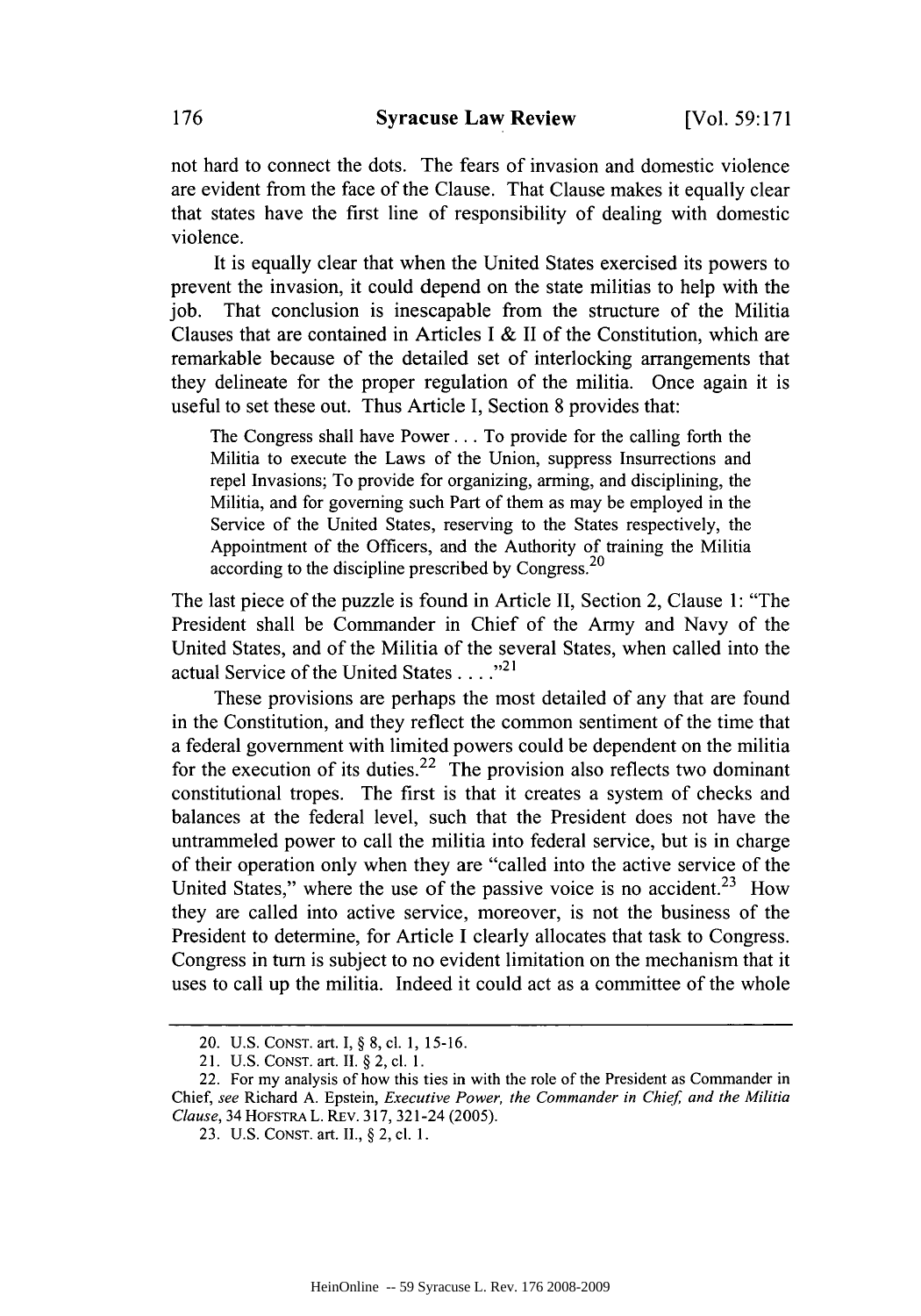not hard to connect the dots. The fears of invasion and domestic violence are evident from the face of the Clause. That Clause makes it equally clear that states have the first line of responsibility of dealing with domestic violence.

It is equally clear that when the United States exercised its powers to prevent the invasion, it could depend on the state militias to help with the job. That conclusion is inescapable from the structure of the Militia Clauses that are contained in Articles I & II of the Constitution, which are remarkable because of the detailed set of interlocking arrangements that they delineate for the proper regulation of the militia. Once again it is useful to set these out. Thus Article I, Section 8 provides that:

> The Congress shall have Power . . . To provide for the calling forth the Militia to execute the Laws of the Union, suppress Insurrections and repel Invasions; To provide for organizing, arming, and disciplining, the Militia, and for governing such Part of them as may be employed in the Service of the United States, reserving to the States respectively, the Appointment of the Officers, and the Authority of training the Militia according to the discipline prescribed by Congress.[20]

The last piece of the puzzle is found in Article II, Section 2, Clause 1: "The President shall be Commander in Chief of the Army and Navy of the United States, and of the Militia of the several States, when called into the actual Service of the United States . . . ."[21]

These provisions are perhaps the most detailed of any that are found in the Constitution, and they reflect the common sentiment of the time that a federal government with limited powers could be dependent on the militia for the execution of its duties.[22] The provision also reflects two dominant constitutional tropes. The first is that it creates a system of checks and balances at the federal level, such that the President does not have the untrammeled power to call the militia into federal service, but is in charge of their operation only when they are "called into the active service of the United States," where the use of the passive voice is no accident.[23] How they are called into active service, moreover, is not the business of the President to determine, for Article I clearly allocates that task to Congress. Congress in turn is subject to no evident limitation on the mechanism that it uses to call up the militia. Indeed it could act as a committee of the whole

---

20. U.S. CONST. art. I, § 8, cl. 1, 15-16.

21. U.S. CONST. art. II. § 2, cl. 1.

22. For my analysis of how this ties in with the role of the President as Commander in Chief, *see* Richard A. Epstein, *Executive Power, the Commander in Chief, and the Militia Clause*, 34 HOFSTRA L. REV. 317, 321-24 (2005).

23. U.S. CONST. art. II., § 2, cl. 1.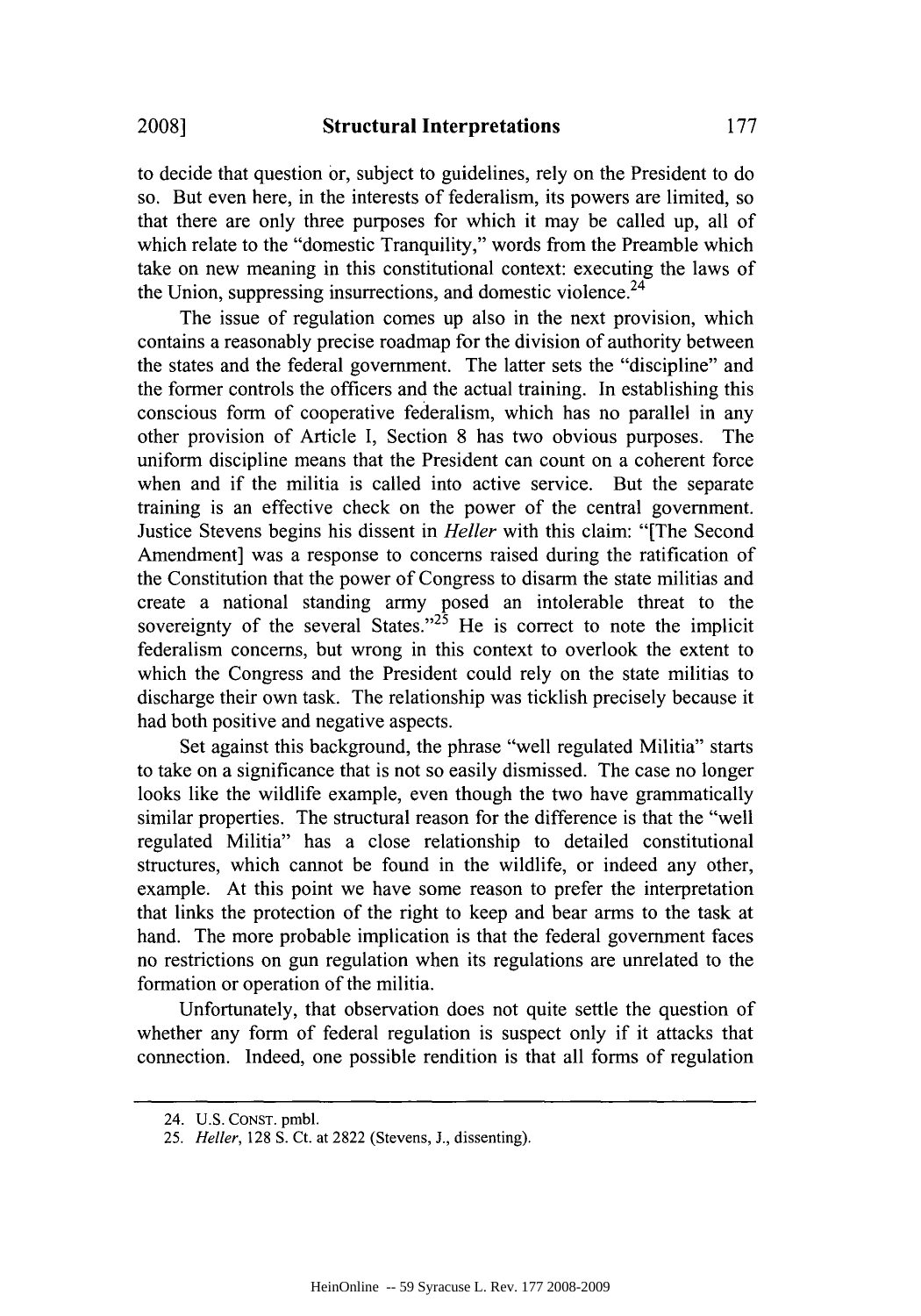to decide that question or, subject to guidelines, rely on the President to do so. But even here, in the interests of federalism, its powers are limited, so that there are only three purposes for which it may be called up, all of which relate to the "domestic Tranquility," words from the Preamble which take on new meaning in this constitutional context: executing the laws of the Union, suppressing insurrections, and domestic violence.[24]

The issue of regulation comes up also in the next provision, which contains a reasonably precise roadmap for the division of authority between the states and the federal government. The latter sets the "discipline" and the former controls the officers and the actual training. In establishing this conscious form of cooperative federalism, which has no parallel in any other provision of Article I, Section 8 has two obvious purposes. The uniform discipline means that the President can count on a coherent force when and if the militia is called into active service. But the separate training is an effective check on the power of the central government. Justice Stevens begins his dissent in *Heller* with this claim: "[The Second Amendment] was a response to concerns raised during the ratification of the Constitution that the power of Congress to disarm the state militias and create a national standing army posed an intolerable threat to the sovereignty of the several States."[25] He is correct to note the implicit federalism concerns, but wrong in this context to overlook the extent to which the Congress and the President could rely on the state militias to discharge their own task. The relationship was ticklish precisely because it had both positive and negative aspects.

Set against this background, the phrase "well regulated Militia" starts to take on a significance that is not so easily dismissed. The case no longer looks like the wildlife example, even though the two have grammatically similar properties. The structural reason for the difference is that the "well regulated Militia" has a close relationship to detailed constitutional structures, which cannot be found in the wildlife, or indeed any other, example. At this point we have some reason to prefer the interpretation that links the protection of the right to keep and bear arms to the task at hand. The more probable implication is that the federal government faces no restrictions on gun regulation when its regulations are unrelated to the formation or operation of the militia.

Unfortunately, that observation does not quite settle the question of whether any form of federal regulation is suspect only if it attacks that connection. Indeed, one possible rendition is that all forms of regulation

---

24. U.S. CONST. pmbl.

25. *Heller*, 128 S. Ct. at 2822 (Stevens, J., dissenting).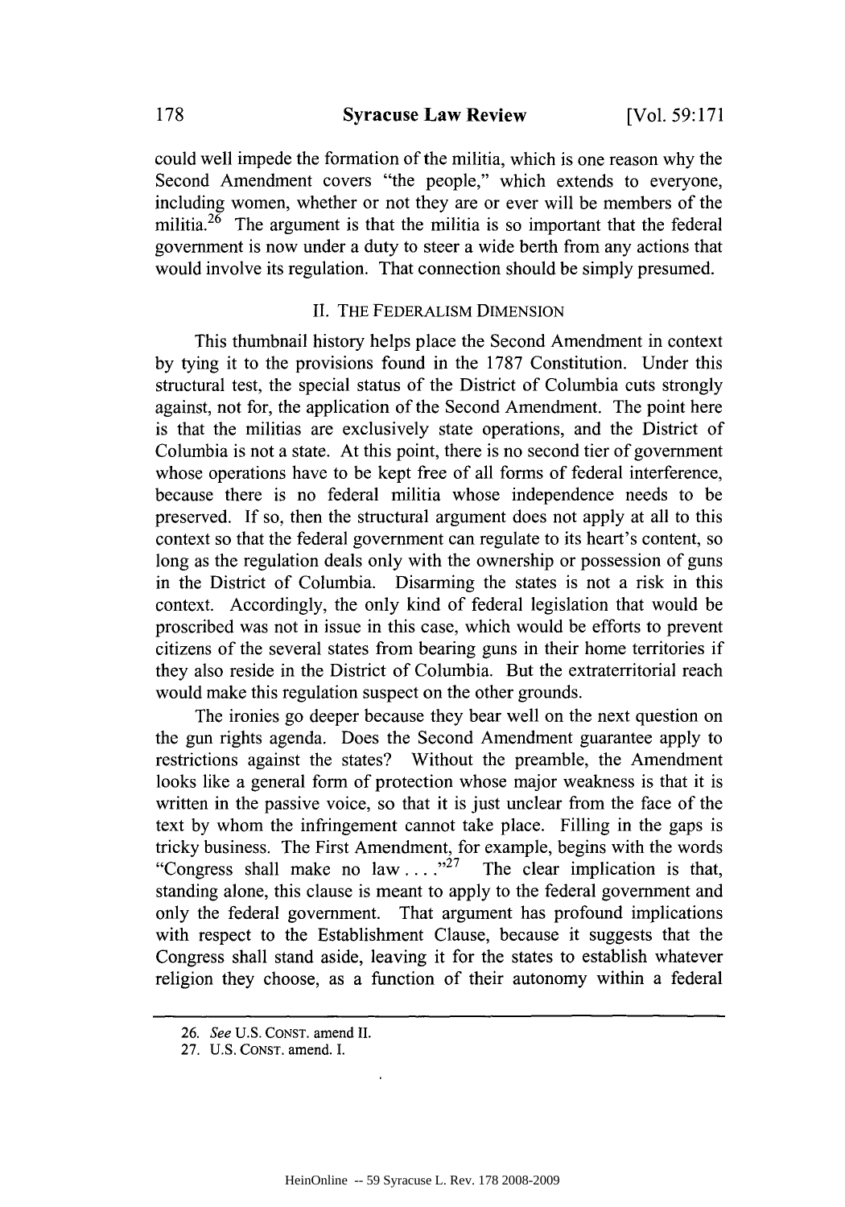could well impede the formation of the militia, which is one reason why the Second Amendment covers "the people," which extends to everyone, including women, whether or not they are or ever will be members of the militia.[26] The argument is that the militia is so important that the federal government is now under a duty to steer a wide berth from any actions that would involve its regulation. That connection should be simply presumed.

## II. THE FEDERALISM DIMENSION

This thumbnail history helps place the Second Amendment in context by tying it to the provisions found in the 1787 Constitution. Under this structural test, the special status of the District of Columbia cuts strongly against, not for, the application of the Second Amendment. The point here is that the militias are exclusively state operations, and the District of Columbia is not a state. At this point, there is no second tier of government whose operations have to be kept free of all forms of federal interference, because there is no federal militia whose independence needs to be preserved. If so, then the structural argument does not apply at all to this context so that the federal government can regulate to its heart's content, so long as the regulation deals only with the ownership or possession of guns in the District of Columbia. Disarming the states is not a risk in this context. Accordingly, the only kind of federal legislation that would be proscribed was not in issue in this case, which would be efforts to prevent citizens of the several states from bearing guns in their home territories if they also reside in the District of Columbia. But the extraterritorial reach would make this regulation suspect on the other grounds.

The ironies go deeper because they bear well on the next question on the gun rights agenda. Does the Second Amendment guarantee apply to restrictions against the states? Without the preamble, the Amendment looks like a general form of protection whose major weakness is that it is written in the passive voice, so that it is just unclear from the face of the text by whom the infringement cannot take place. Filling in the gaps is tricky business. The First Amendment, for example, begins with the words "Congress shall make no law . . . ."[27] The clear implication is that, standing alone, this clause is meant to apply to the federal government and only the federal government. That argument has profound implications with respect to the Establishment Clause, because it suggests that the Congress shall stand aside, leaving it for the states to establish whatever religion they choose, as a function of their autonomy within a federal

---

26. *See* U.S. CONST. amend II.

27. U.S. CONST. amend. I.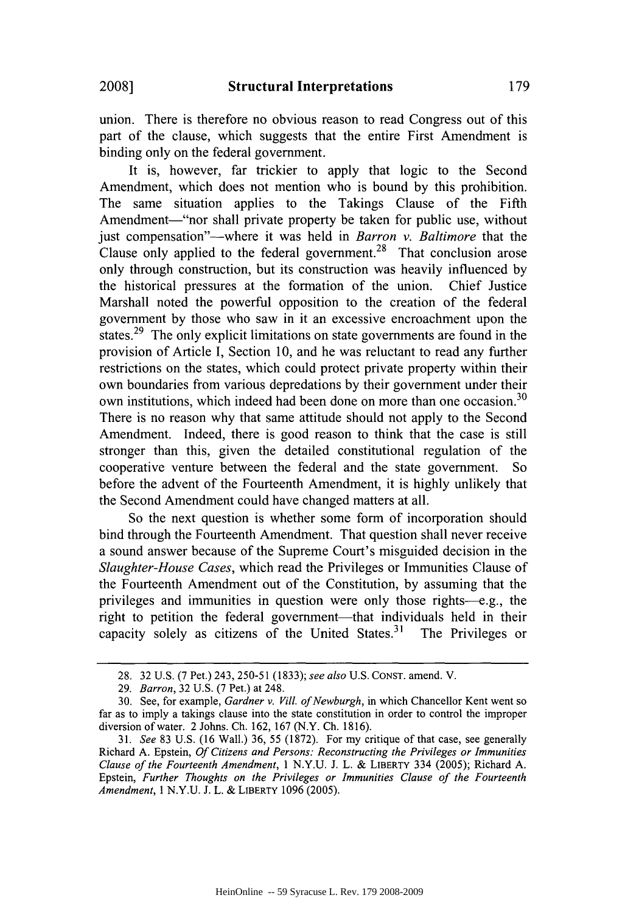union. There is therefore no obvious reason to read Congress out of this part of the clause, which suggests that the entire First Amendment is binding only on the federal government.

It is, however, far trickier to apply that logic to the Second Amendment, which does not mention who is bound by this prohibition. The same situation applies to the Takings Clause of the Fifth Amendment—"nor shall private property be taken for public use, without just compensation"—where it was held in *Barron v. Baltimore* that the Clause only applied to the federal government.[28] That conclusion arose only through construction, but its construction was heavily influenced by the historical pressures at the formation of the union. Chief Justice Marshall noted the powerful opposition to the creation of the federal government by those who saw in it an excessive encroachment upon the states.[29] The only explicit limitations on state governments are found in the provision of Article I, Section 10, and he was reluctant to read any further restrictions on the states, which could protect private property within their own boundaries from various depredations by their government under their own institutions, which indeed had been done on more than one occasion.[30] There is no reason why that same attitude should not apply to the Second Amendment. Indeed, there is good reason to think that the case is still stronger than this, given the detailed constitutional regulation of the cooperative venture between the federal and the state government. So before the advent of the Fourteenth Amendment, it is highly unlikely that the Second Amendment could have changed matters at all.

So the next question is whether some form of incorporation should bind through the Fourteenth Amendment. That question shall never receive a sound answer because of the Supreme Court's misguided decision in the *Slaughter-House Cases*, which read the Privileges or Immunities Clause of the Fourteenth Amendment out of the Constitution, by assuming that the privileges and immunities in question were only those rights—e.g., the right to petition the federal government—that individuals held in their capacity solely as citizens of the United States.[31] The Privileges or

---

28. 32 U.S. (7 Pet.) 243, 250-51 (1833); *see also* U.S. CONST. amend. V.

29. *Barron*, 32 U.S. (7 Pet.) at 248.

30. See, for example, *Gardner v. Vill. of Newburgh*, in which Chancellor Kent went so far as to imply a takings clause into the state constitution in order to control the improper diversion of water. 2 Johns. Ch. 162, 167 (N.Y. Ch. 1816).

31. *See* 83 U.S. (16 Wall.) 36, 55 (1872). For my critique of that case, see generally Richard A. Epstein, *Of Citizens and Persons: Reconstructing the Privileges or Immunities Clause of the Fourteenth Amendment*, 1 N.Y.U. J. L. & LIBERTY 334 (2005); Richard A. Epstein, *Further Thoughts on the Privileges or Immunities Clause of the Fourteenth Amendment*, 1 N.Y.U. J. L. & LIBERTY 1096 (2005).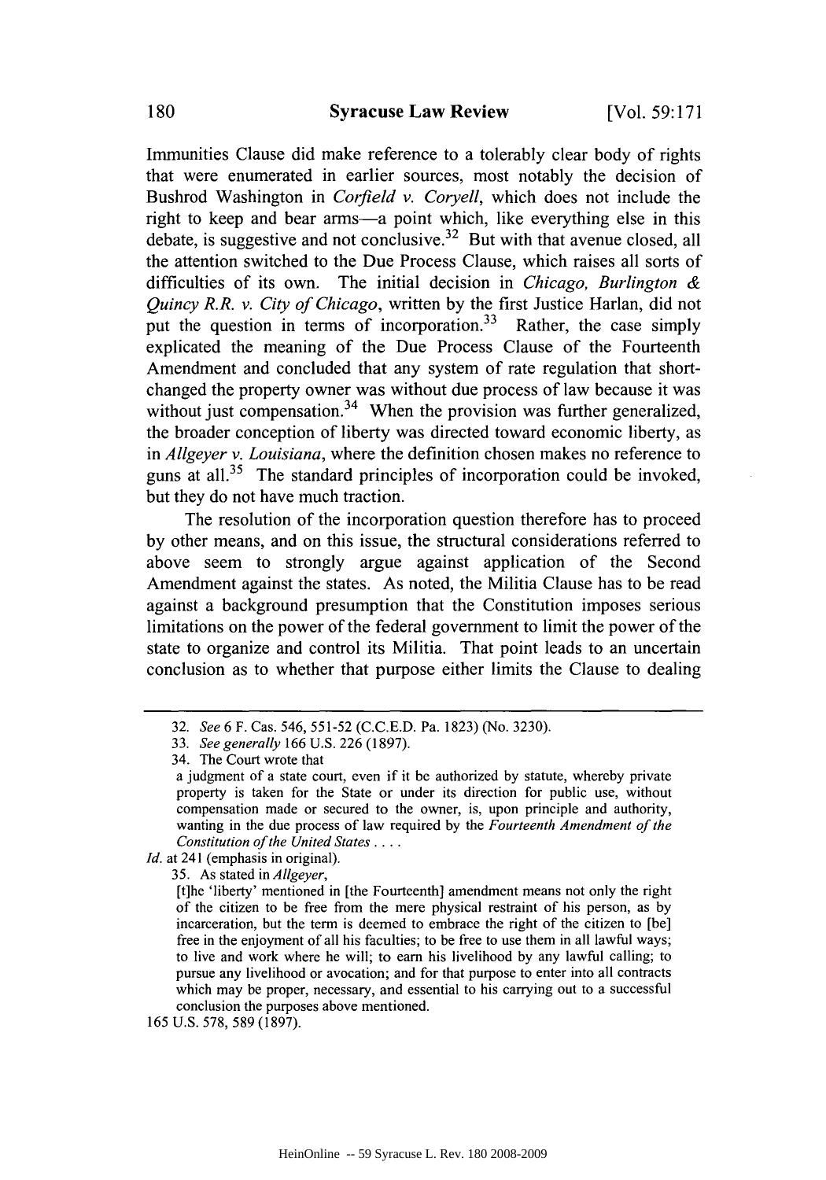Immunities Clause did make reference to a tolerably clear body of rights that were enumerated in earlier sources, most notably the decision of Bushrod Washington in *Corfield v. Coryell*, which does not include the right to keep and bear arms—a point which, like everything else in this debate, is suggestive and not conclusive.[32] But with that avenue closed, all the attention switched to the Due Process Clause, which raises all sorts of difficulties of its own. The initial decision in *Chicago, Burlington & Quincy R.R. v. City of Chicago*, written by the first Justice Harlan, did not put the question in terms of incorporation.[33] Rather, the case simply explicated the meaning of the Due Process Clause of the Fourteenth Amendment and concluded that any system of rate regulation that short-changed the property owner was without due process of law because it was without just compensation.[34] When the provision was further generalized, the broader conception of liberty was directed toward economic liberty, as in *Allgeyer v. Louisiana*, where the definition chosen makes no reference to guns at all.[35] The standard principles of incorporation could be invoked, but they do not have much traction.

The resolution of the incorporation question therefore has to proceed by other means, and on this issue, the structural considerations referred to above seem to strongly argue against application of the Second Amendment against the states. As noted, the Militia Clause has to be read against a background presumption that the Constitution imposes serious limitations on the power of the federal government to limit the power of the state to organize and control its Militia. That point leads to an uncertain conclusion as to whether that purpose either limits the Clause to dealing

---

32. *See* 6 F. Cas. 546, 551-52 (C.C.E.D. Pa. 1823) (No. 3230).

33. *See generally* 166 U.S. 226 (1897).

34. The Court wrote that

> a judgment of a state court, even if it be authorized by statute, whereby private property is taken for the State or under its direction for public use, without compensation made or secured to the owner, is, upon principle and authority, wanting in the due process of law required by the *Fourteenth Amendment of the Constitution of the United States* . . . .

*Id.* at 241 (emphasis in original).

35. As stated in *Allgeyer*,

> [t]he 'liberty' mentioned in [the Fourteenth] amendment means not only the right of the citizen to be free from the mere physical restraint of his person, as by incarceration, but the term is deemed to embrace the right of the citizen to [be] free in the enjoyment of all his faculties; to be free to use them in all lawful ways; to live and work where he will; to earn his livelihood by any lawful calling; to pursue any livelihood or avocation; and for that purpose to enter into all contracts which may be proper, necessary, and essential to his carrying out to a successful conclusion the purposes above mentioned.

165 U.S. 578, 589 (1897).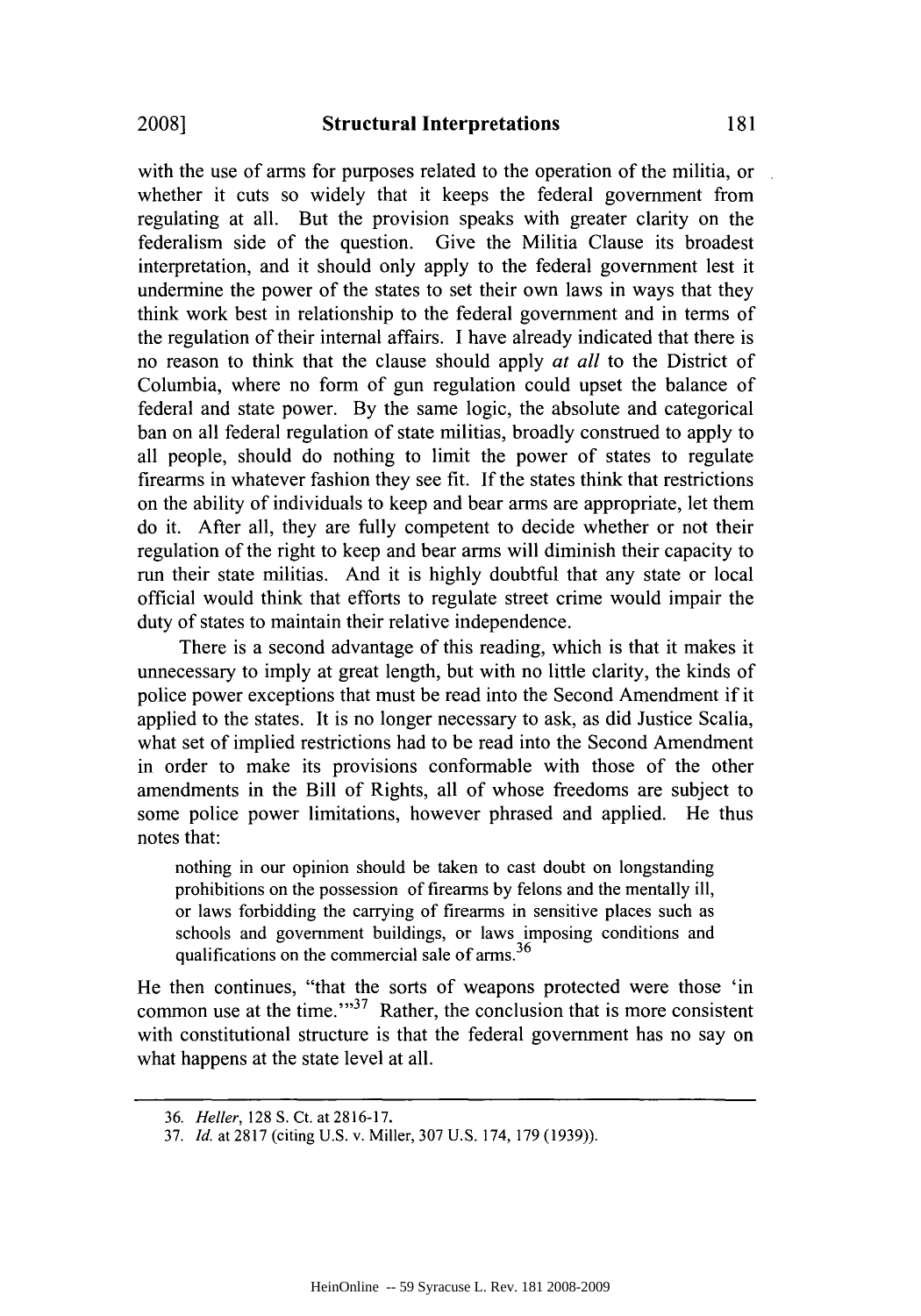with the use of arms for purposes related to the operation of the militia, or whether it cuts so widely that it keeps the federal government from regulating at all. But the provision speaks with greater clarity on the federalism side of the question. Give the Militia Clause its broadest interpretation, and it should only apply to the federal government lest it undermine the power of the states to set their own laws in ways that they think work best in relationship to the federal government and in terms of the regulation of their internal affairs. I have already indicated that there is no reason to think that the clause should apply *at all* to the District of Columbia, where no form of gun regulation could upset the balance of federal and state power. By the same logic, the absolute and categorical ban on all federal regulation of state militias, broadly construed to apply to all people, should do nothing to limit the power of states to regulate firearms in whatever fashion they see fit. If the states think that restrictions on the ability of individuals to keep and bear arms are appropriate, let them do it. After all, they are fully competent to decide whether or not their regulation of the right to keep and bear arms will diminish their capacity to run their state militias. And it is highly doubtful that any state or local official would think that efforts to regulate street crime would impair the duty of states to maintain their relative independence.

There is a second advantage of this reading, which is that it makes it unnecessary to imply at great length, but with no little clarity, the kinds of police power exceptions that must be read into the Second Amendment if it applied to the states. It is no longer necessary to ask, as did Justice Scalia, what set of implied restrictions had to be read into the Second Amendment in order to make its provisions conformable with those of the other amendments in the Bill of Rights, all of whose freedoms are subject to some police power limitations, however phrased and applied. He thus notes that:

> nothing in our opinion should be taken to cast doubt on longstanding prohibitions on the possession of firearms by felons and the mentally ill, or laws forbidding the carrying of firearms in sensitive places such as schools and government buildings, or laws imposing conditions and qualifications on the commercial sale of arms.[36]

He then continues, "that the sorts of weapons protected were those 'in common use at the time.'"[37] Rather, the conclusion that is more consistent with constitutional structure is that the federal government has no say on what happens at the state level at all.

---

36. *Heller*, 128 S. Ct. at 2816-17.

37. *Id.* at 2817 (citing U.S. v. Miller, 307 U.S. 174, 179 (1939)).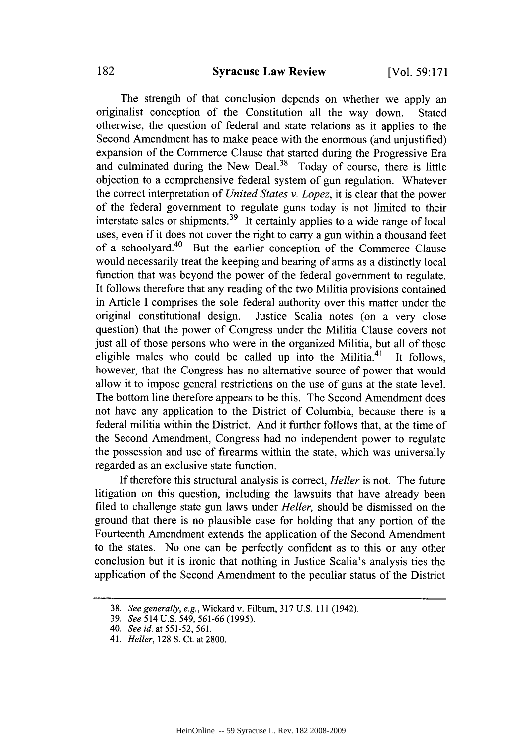The strength of that conclusion depends on whether we apply an originalist conception of the Constitution all the way down. Stated otherwise, the question of federal and state relations as it applies to the Second Amendment has to make peace with the enormous (and unjustified) expansion of the Commerce Clause that started during the Progressive Era and culminated during the New Deal.[38] Today of course, there is little objection to a comprehensive federal system of gun regulation. Whatever the correct interpretation of *United States v. Lopez*, it is clear that the power of the federal government to regulate guns today is not limited to their interstate sales or shipments.[39] It certainly applies to a wide range of local uses, even if it does not cover the right to carry a gun within a thousand feet of a schoolyard.[40] But the earlier conception of the Commerce Clause would necessarily treat the keeping and bearing of arms as a distinctly local function that was beyond the power of the federal government to regulate. It follows therefore that any reading of the two Militia provisions contained in Article I comprises the sole federal authority over this matter under the original constitutional design. Justice Scalia notes (on a very close question) that the power of Congress under the Militia Clause covers not just all of those persons who were in the organized Militia, but all of those eligible males who could be called up into the Militia.[41] It follows, however, that the Congress has no alternative source of power that would allow it to impose general restrictions on the use of guns at the state level. The bottom line therefore appears to be this. The Second Amendment does not have any application to the District of Columbia, because there is a federal militia within the District. And it further follows that, at the time of the Second Amendment, Congress had no independent power to regulate the possession and use of firearms within the state, which was universally regarded as an exclusive state function.

If therefore this structural analysis is correct, *Heller* is not. The future litigation on this question, including the lawsuits that have already been filed to challenge state gun laws under *Heller*, should be dismissed on the ground that there is no plausible case for holding that any portion of the Fourteenth Amendment extends the application of the Second Amendment to the states. No one can be perfectly confident as to this or any other conclusion but it is ironic that nothing in Justice Scalia's analysis ties the application of the Second Amendment to the peculiar status of the District

---

38. *See generally, e.g.*, Wickard v. Filburn, 317 U.S. 111 (1942).

39. *See* 514 U.S. 549, 561-66 (1995).

40. *See id.* at 551-52, 561.

41. *Heller*, 128 S. Ct. at 2800.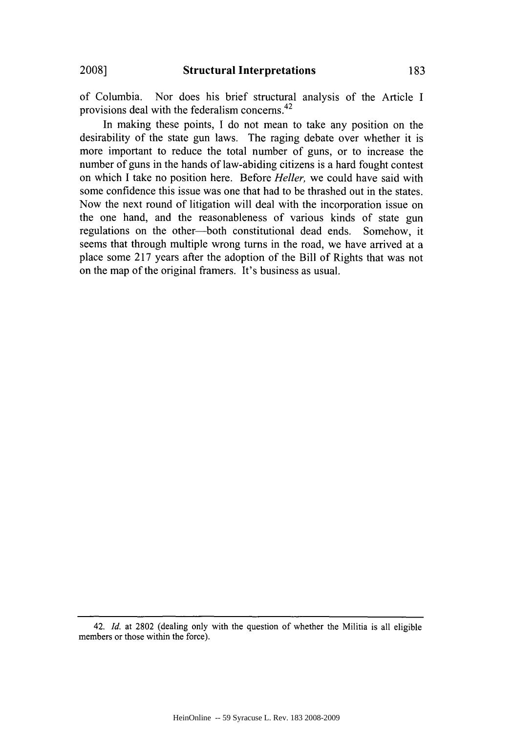of Columbia. Nor does his brief structural analysis of the Article I provisions deal with the federalism concerns.[42]

In making these points, I do not mean to take any position on the desirability of the state gun laws. The raging debate over whether it is more important to reduce the total number of guns, or to increase the number of guns in the hands of law-abiding citizens is a hard fought contest on which I take no position here. Before *Heller,* we could have said with some confidence this issue was one that had to be thrashed out in the states. Now the next round of litigation will deal with the incorporation issue on the one hand, and the reasonableness of various kinds of state gun regulations on the other—both constitutional dead ends. Somehow, it seems that through multiple wrong turns in the road, we have arrived at a place some 217 years after the adoption of the Bill of Rights that was not on the map of the original framers. It's business as usual.

---

42. *Id.* at 2802 (dealing only with the question of whether the Militia is all eligible members or those within the force).